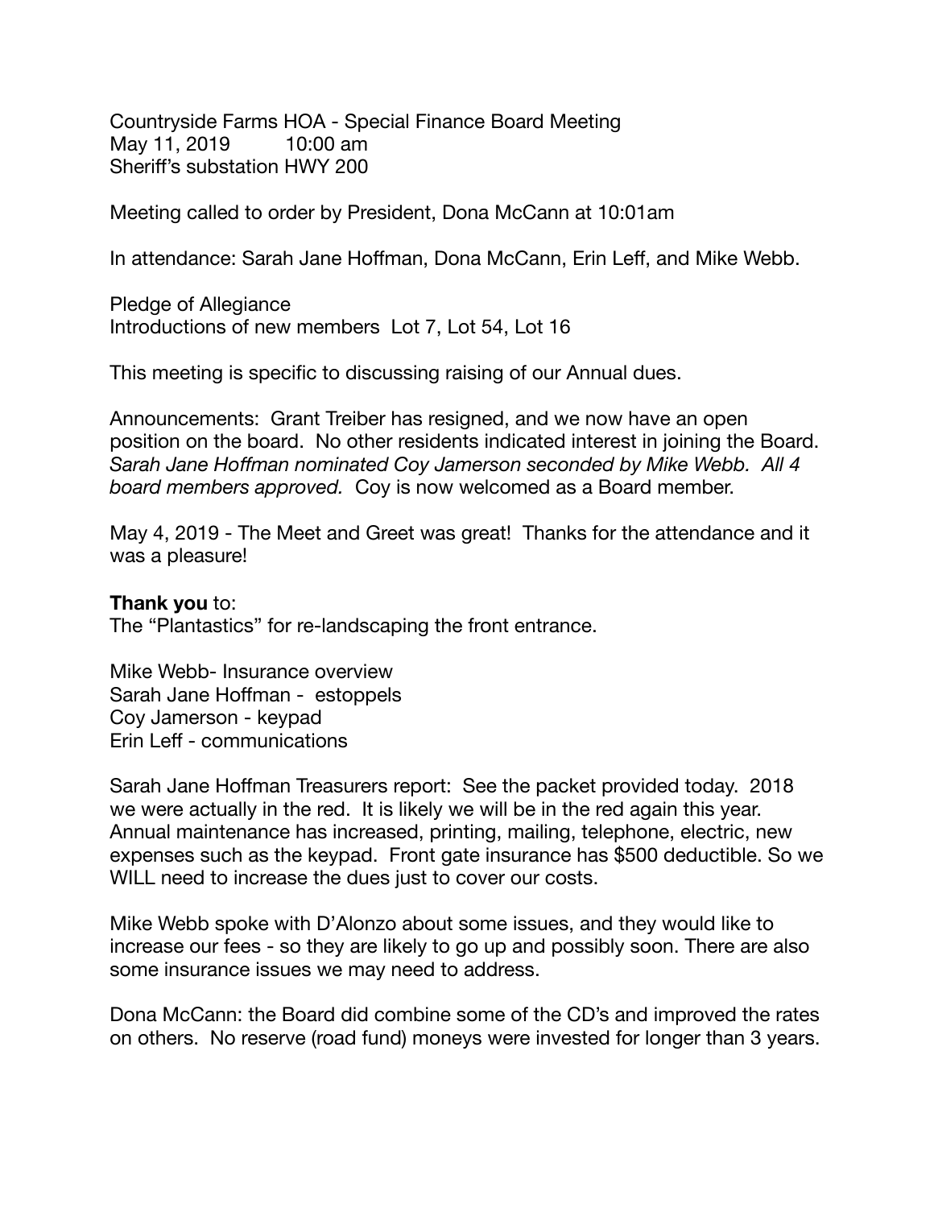Countryside Farms HOA - Special Finance Board Meeting
May 11, 2019        10:00 am
Sheriff's substation HWY 200

Meeting called to order by President, Dona McCann at 10:01am

In attendance: Sarah Jane Hoffman, Dona McCann, Erin Leff, and Mike Webb.

Pledge of Allegiance
Introductions of new members  Lot 7, Lot 54, Lot 16

This meeting is specific to discussing raising of our Annual dues.

Announcements:  Grant Treiber has resigned, and we now have an open position on the board.  No other residents indicated interest in joining the Board. *Sarah Jane Hoffman nominated Coy Jamerson seconded by Mike Webb.  All 4 board members approved.*  Coy is now welcomed as a Board member.

May 4, 2019 - The Meet and Greet was great!  Thanks for the attendance and it was a pleasure!

**Thank you** to:
The "Plantastics" for re-landscaping the front entrance.

Mike Webb- Insurance overview
Sarah Jane Hoffman -  estoppels
Coy Jamerson - keypad
Erin Leff - communications

Sarah Jane Hoffman Treasurers report:  See the packet provided today.  2018 we were actually in the red.  It is likely we will be in the red again this year. Annual maintenance has increased, printing, mailing, telephone, electric, new expenses such as the keypad.  Front gate insurance has $500 deductible. So we WILL need to increase the dues just to cover our costs.

Mike Webb spoke with D'Alonzo about some issues, and they would like to increase our fees - so they are likely to go up and possibly soon. There are also some insurance issues we may need to address.

Dona McCann: the Board did combine some of the CD's and improved the rates on others.  No reserve (road fund) moneys were invested for longer than 3 years.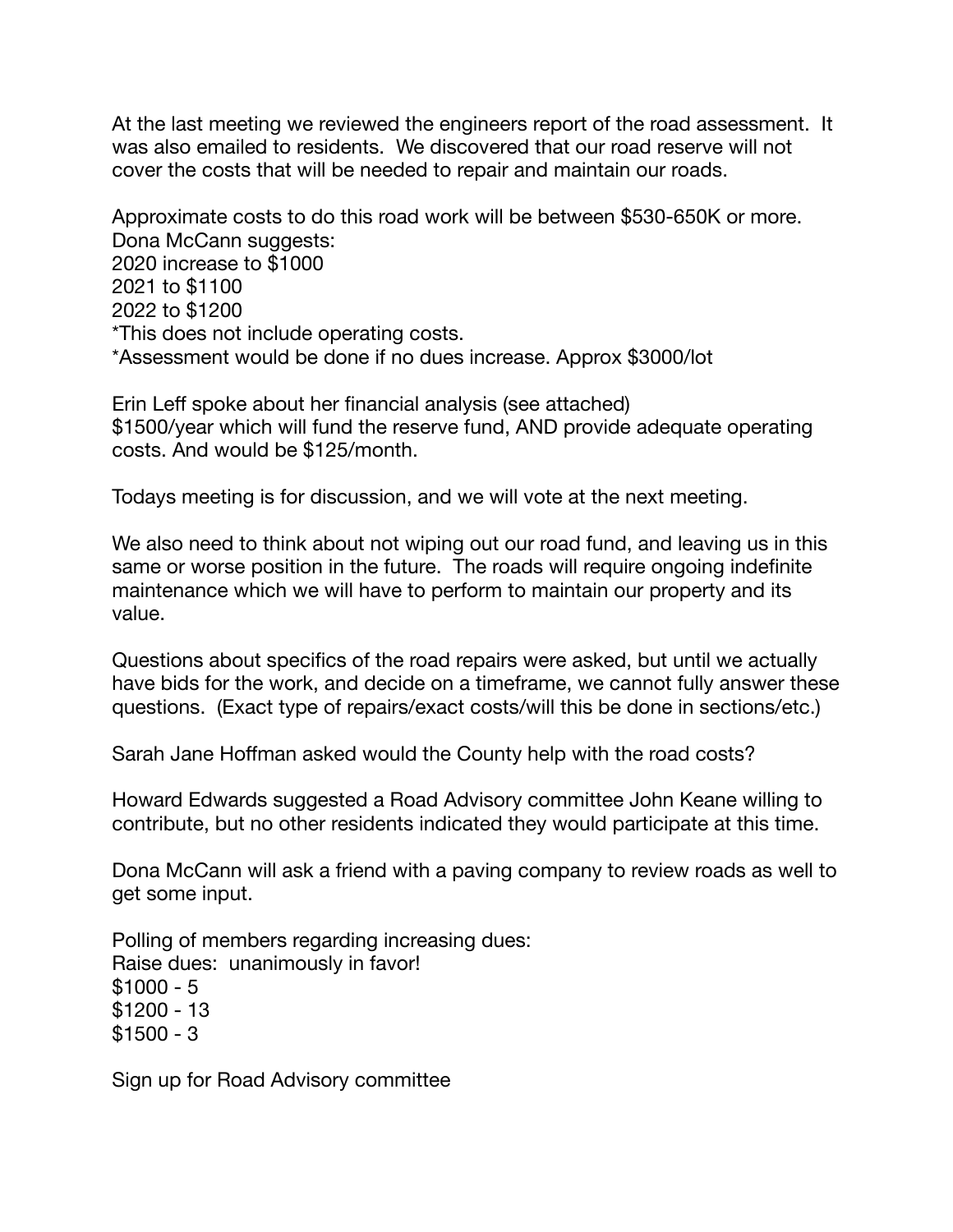At the last meeting we reviewed the engineers report of the road assessment. It was also emailed to residents. We discovered that our road reserve will not cover the costs that will be needed to repair and maintain our roads.

Approximate costs to do this road work will be between $530-650K or more.
Dona McCann suggests:
2020 increase to $1000
2021 to $1100
2022 to $1200
*This does not include operating costs.
*Assessment would be done if no dues increase. Approx $3000/lot

Erin Leff spoke about her financial analysis (see attached)
$1500/year which will fund the reserve fund, AND provide adequate operating costs. And would be $125/month.

Todays meeting is for discussion, and we will vote at the next meeting.

We also need to think about not wiping out our road fund, and leaving us in this same or worse position in the future. The roads will require ongoing indefinite maintenance which we will have to perform to maintain our property and its value.

Questions about specifics of the road repairs were asked, but until we actually have bids for the work, and decide on a timeframe, we cannot fully answer these questions. (Exact type of repairs/exact costs/will this be done in sections/etc.)

Sarah Jane Hoffman asked would the County help with the road costs?

Howard Edwards suggested a Road Advisory committee John Keane willing to contribute, but no other residents indicated they would participate at this time.

Dona McCann will ask a friend with a paving company to review roads as well to get some input.

Polling of members regarding increasing dues:
Raise dues: unanimously in favor!
$1000 - 5
$1200 - 13
$1500 - 3

Sign up for Road Advisory committee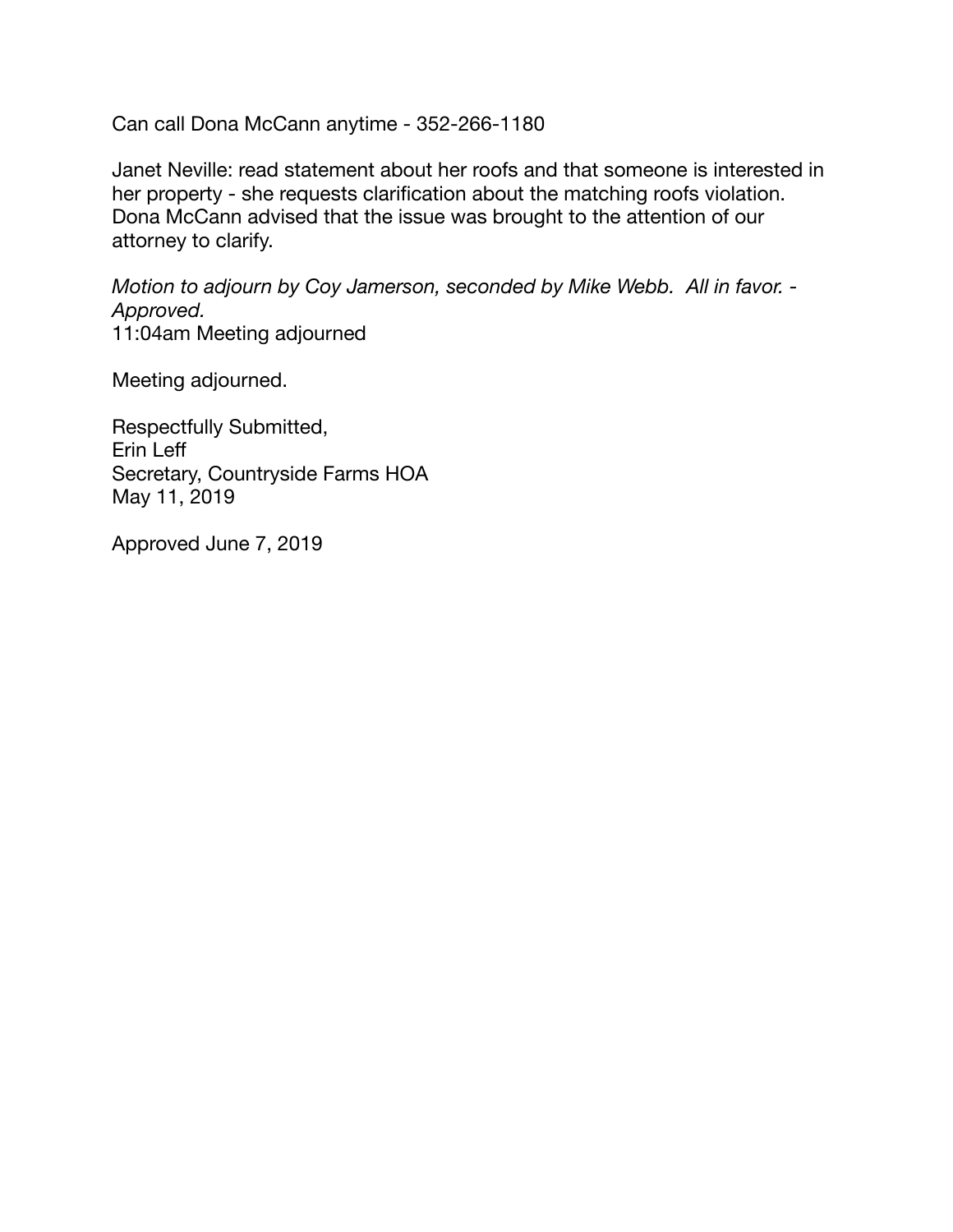Can call Dona McCann anytime - 352-266-1180

Janet Neville: read statement about her roofs and that someone is interested in her property - she requests clarification about the matching roofs violation. Dona McCann advised that the issue was brought to the attention of our attorney to clarify.

*Motion to adjourn by Coy Jamerson, seconded by Mike Webb. All in favor. - Approved.*  
11:04am Meeting adjourned

Meeting adjourned.

Respectfully Submitted,  
Erin Leff  
Secretary, Countryside Farms HOA  
May 11, 2019

Approved June 7, 2019